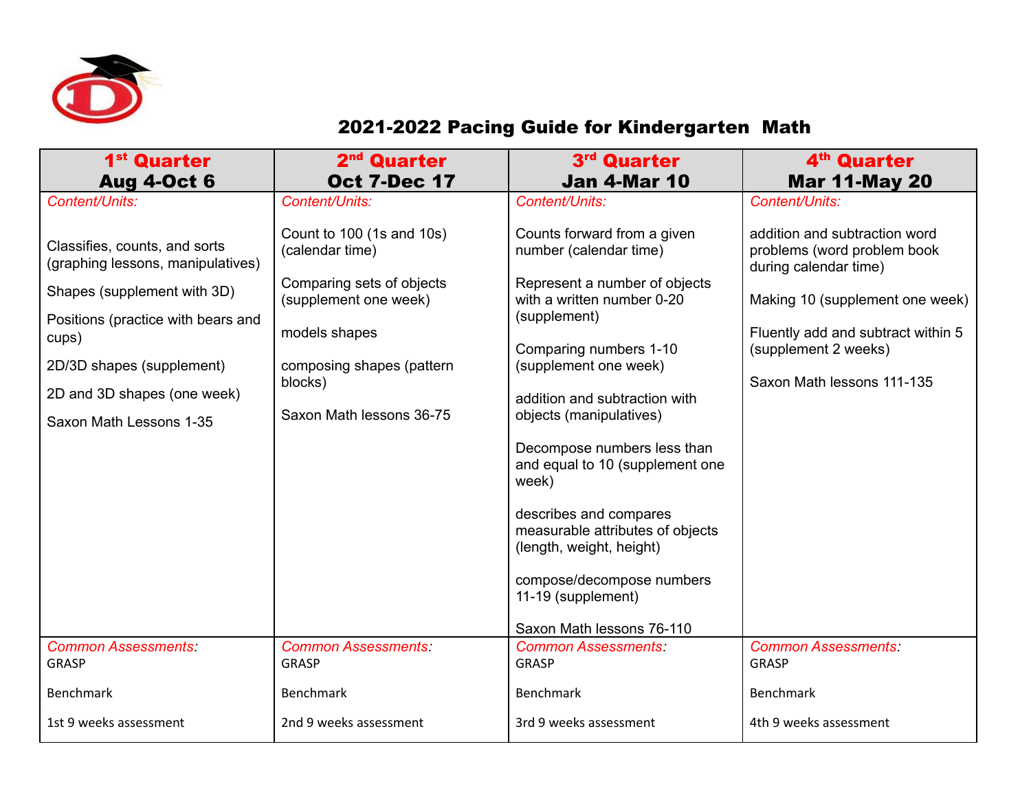# 2021-2022 Pacing Guide for Kindergarten Math

| 1st Quarter Aug 4-Oct 6 | 2nd Quarter Oct 7-Dec 17 | 3rd Quarter Jan 4-Mar 10 | 4th Quarter Mar 11-May 20 |
|---|---|---|---|
| *Content/Units:*<br><br>Classifies, counts, and sorts (graphing lessons, manipulatives)<br><br>Shapes (supplement with 3D)<br><br>Positions (practice with bears and cups)<br><br>2D/3D shapes (supplement)<br><br>2D and 3D shapes (one week)<br><br>Saxon Math Lessons 1-35 | *Content/Units:*<br><br>Count to 100 (1s and 10s) (calendar time)<br><br>Comparing sets of objects (supplement one week)<br><br>models shapes<br><br>composing shapes (pattern blocks)<br><br>Saxon Math lessons 36-75 | *Content/Units:*<br><br>Counts forward from a given number (calendar time)<br><br>Represent a number of objects with a written number 0-20 (supplement)<br><br>Comparing numbers 1-10 (supplement one week)<br><br>addition and subtraction with objects (manipulatives)<br><br>Decompose numbers less than and equal to 10 (supplement one week)<br><br>describes and compares measurable attributes of objects (length, weight, height)<br><br>compose/decompose numbers 11-19 (supplement)<br><br>Saxon Math lessons 76-110 | *Content/Units:*<br><br>addition and subtraction word problems (word problem book during calendar time)<br><br>Making 10 (supplement one week)<br><br>Fluently add and subtract within 5 (supplement 2 weeks)<br><br>Saxon Math lessons 111-135 |
| *Common Assessments:*<br>GRASP<br><br>Benchmark<br><br>1st 9 weeks assessment | *Common Assessments:*<br>GRASP<br><br>Benchmark<br><br>2nd 9 weeks assessment | *Common Assessments:*<br>GRASP<br><br>Benchmark<br><br>3rd 9 weeks assessment | *Common Assessments:*<br>GRASP<br><br>Benchmark<br><br>4th 9 weeks assessment |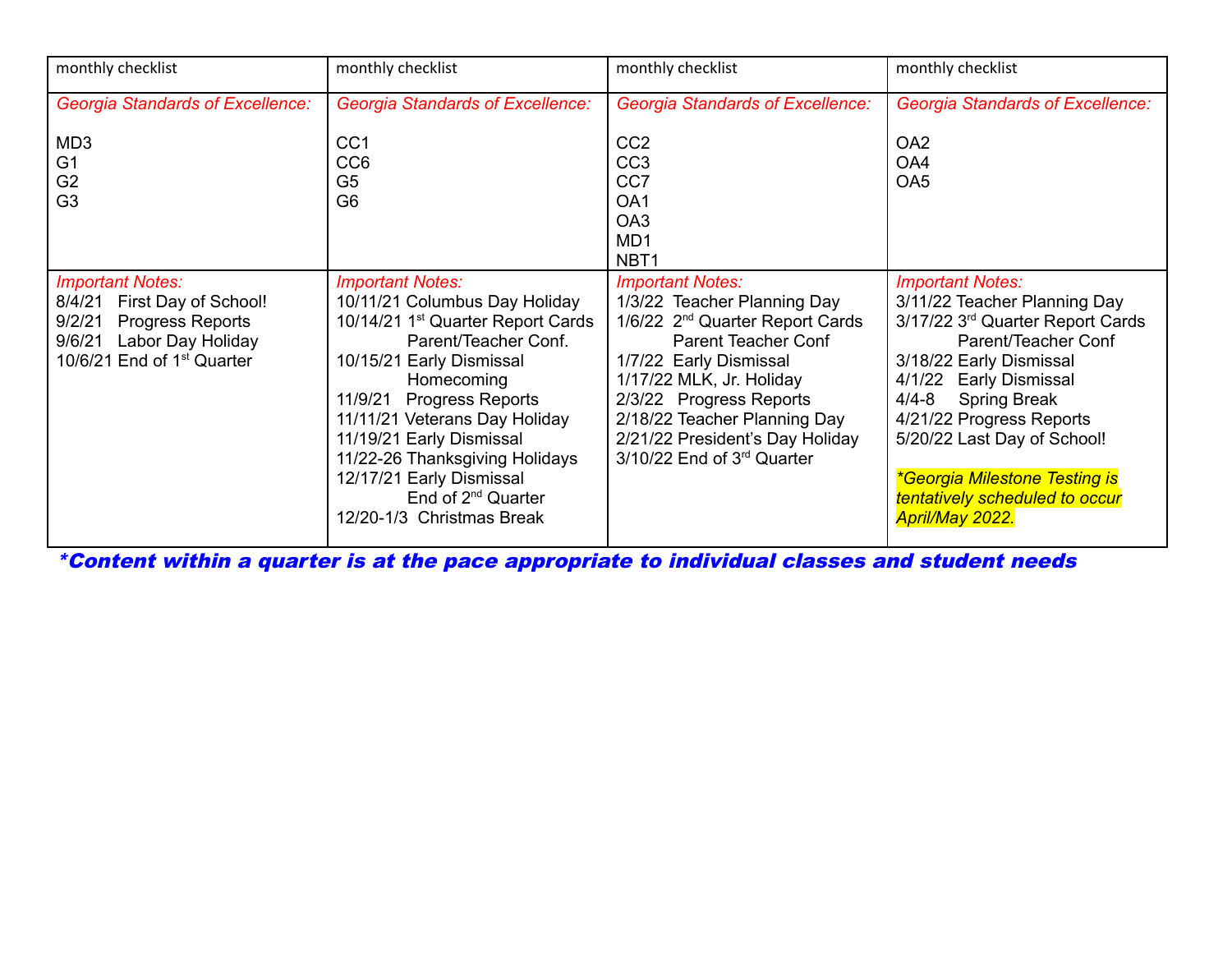| | | | |
|---|---|---|---|
| monthly checklist | monthly checklist | monthly checklist | monthly checklist |
| *Georgia Standards of Excellence:*<br><br>MD3<br>G1<br>G2<br>G3 | *Georgia Standards of Excellence:*<br><br>CC1<br>CC6<br>G5<br>G6 | *Georgia Standards of Excellence:*<br><br>CC2<br>CC3<br>CC7<br>OA1<br>OA3<br>MD1<br>NBT1 | *Georgia Standards of Excellence:*<br><br>OA2<br>OA4<br>OA5 |
| *Important Notes:*<br>8/4/21 First Day of School!<br>9/2/21 Progress Reports<br>9/6/21 Labor Day Holiday<br>10/6/21 End of 1st Quarter | *Important Notes:*<br>10/11/21 Columbus Day Holiday<br>10/14/21 1st Quarter Report Cards Parent/Teacher Conf.<br>10/15/21 Early Dismissal Homecoming<br>11/9/21 Progress Reports<br>11/11/21 Veterans Day Holiday<br>11/19/21 Early Dismissal<br>11/22-26 Thanksgiving Holidays<br>12/17/21 Early Dismissal End of 2nd Quarter<br>12/20-1/3 Christmas Break | *Important Notes:*<br>1/3/22 Teacher Planning Day<br>1/6/22 2nd Quarter Report Cards Parent Teacher Conf<br>1/7/22 Early Dismissal<br>1/17/22 MLK, Jr. Holiday<br>2/3/22 Progress Reports<br>2/18/22 Teacher Planning Day<br>2/21/22 President's Day Holiday<br>3/10/22 End of 3rd Quarter | *Important Notes:*<br>3/11/22 Teacher Planning Day<br>3/17/22 3rd Quarter Report Cards Parent/Teacher Conf<br>3/18/22 Early Dismissal<br>4/1/22 Early Dismissal<br>4/4-8 Spring Break<br>4/21/22 Progress Reports<br>5/20/22 Last Day of School!<br><br>*\*Georgia Milestone Testing is tentatively scheduled to occur April/May 2022.* |

***Content within a quarter is at the pace appropriate to individual classes and student needs**